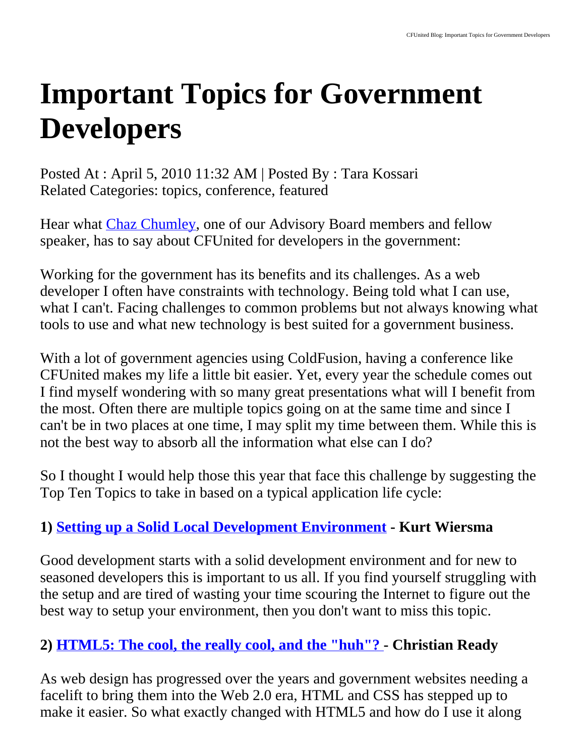# Important Topics for Government Developers

Posted At : April 5, 2010 11:32 AM | Posted By : Tara Kossari
Related Categories: topics, conference, featured

Hear what Chaz Chumley, one of our Advisory Board members and fellow speaker, has to say about CFUnited for developers in the government:

Working for the government has its benefits and its challenges. As a web developer I often have constraints with technology. Being told what I can use, what I can't. Facing challenges to common problems but not always knowing what tools to use and what new technology is best suited for a government business.

With a lot of government agencies using ColdFusion, having a conference like CFUnited makes my life a little bit easier. Yet, every year the schedule comes out I find myself wondering with so many great presentations what will I benefit from the most. Often there are multiple topics going on at the same time and since I can't be in two places at one time, I may split my time between them. While this is not the best way to absorb all the information what else can I do?

So I thought I would help those this year that face this challenge by suggesting the Top Ten Topics to take in based on a typical application life cycle:

### 1) Setting up a Solid Local Development Environment - Kurt Wiersma

Good development starts with a solid development environment and for new to seasoned developers this is important to us all. If you find yourself struggling with the setup and are tired of wasting your time scouring the Internet to figure out the best way to setup your environment, then you don't want to miss this topic.

### 2) HTML5: The cool, the really cool, and the "huh"? - Christian Ready

As web design has progressed over the years and government websites needing a facelift to bring them into the Web 2.0 era, HTML and CSS has stepped up to make it easier. So what exactly changed with HTML5 and how do I use it along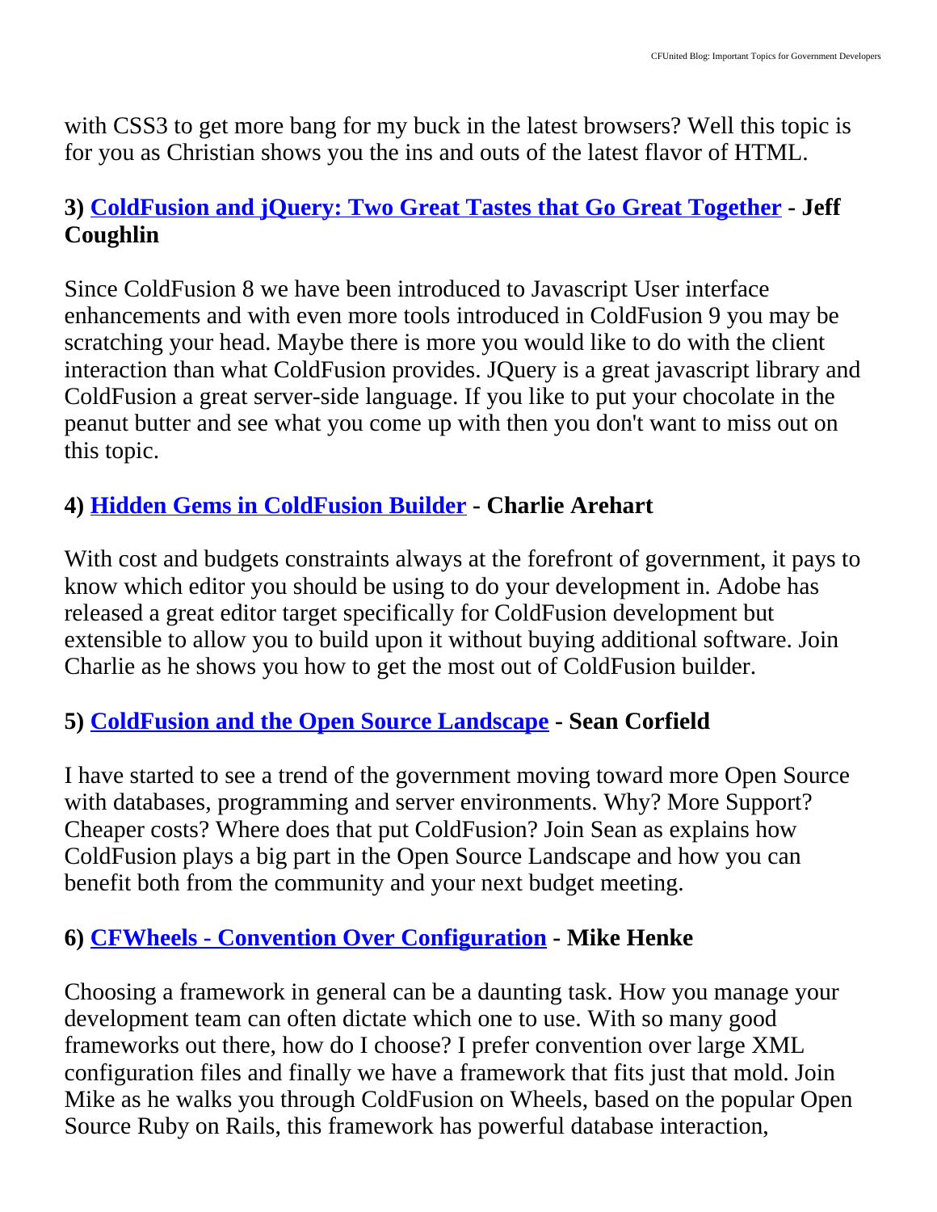with CSS3 to get more bang for my buck in the latest browsers? Well this topic is for you as Christian shows you the ins and outs of the latest flavor of HTML.

### 3) [ColdFusion and jQuery: Two Great Tastes that Go Great Together]() - Jeff Coughlin

Since ColdFusion 8 we have been introduced to Javascript User interface enhancements and with even more tools introduced in ColdFusion 9 you may be scratching your head. Maybe there is more you would like to do with the client interaction than what ColdFusion provides. JQuery is a great javascript library and ColdFusion a great server-side language. If you like to put your chocolate in the peanut butter and see what you come up with then you don't want to miss out on this topic.

### 4) [Hidden Gems in ColdFusion Builder]() - Charlie Arehart

With cost and budgets constraints always at the forefront of government, it pays to know which editor you should be using to do your development in. Adobe has released a great editor target specifically for ColdFusion development but extensible to allow you to build upon it without buying additional software. Join Charlie as he shows you how to get the most out of ColdFusion builder.

### 5) [ColdFusion and the Open Source Landscape]() - Sean Corfield

I have started to see a trend of the government moving toward more Open Source with databases, programming and server environments. Why? More Support? Cheaper costs? Where does that put ColdFusion? Join Sean as explains how ColdFusion plays a big part in the Open Source Landscape and how you can benefit both from the community and your next budget meeting.

### 6) [CFWheels - Convention Over Configuration]() - Mike Henke

Choosing a framework in general can be a daunting task. How you manage your development team can often dictate which one to use. With so many good frameworks out there, how do I choose? I prefer convention over large XML configuration files and finally we have a framework that fits just that mold. Join Mike as he walks you through ColdFusion on Wheels, based on the popular Open Source Ruby on Rails, this framework has powerful database interaction,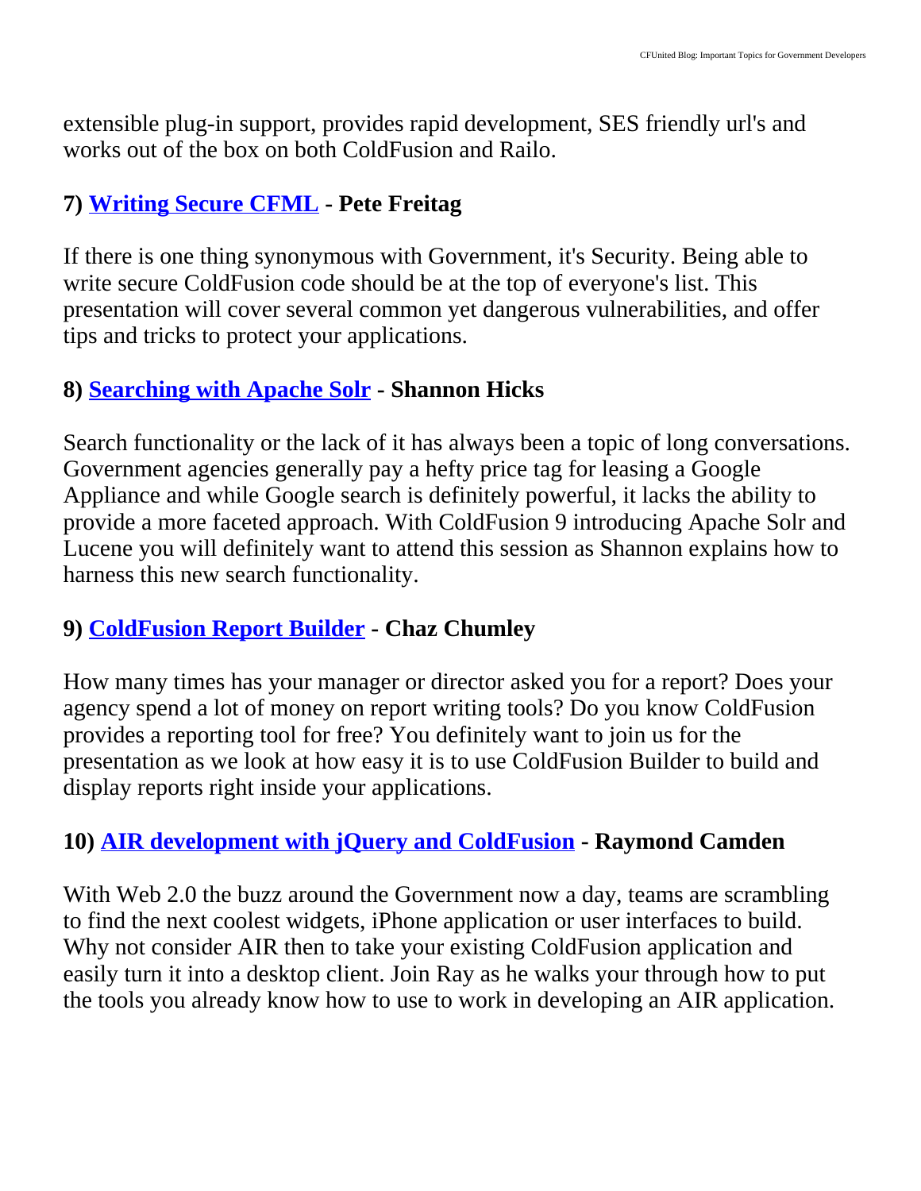extensible plug-in support, provides rapid development, SES friendly url's and works out of the box on both ColdFusion and Railo.

**7) Writing Secure CFML - Pete Freitag**

If there is one thing synonymous with Government, it's Security. Being able to write secure ColdFusion code should be at the top of everyone's list. This presentation will cover several common yet dangerous vulnerabilities, and offer tips and tricks to protect your applications.

**8) Searching with Apache Solr - Shannon Hicks**

Search functionality or the lack of it has always been a topic of long conversations. Government agencies generally pay a hefty price tag for leasing a Google Appliance and while Google search is definitely powerful, it lacks the ability to provide a more faceted approach. With ColdFusion 9 introducing Apache Solr and Lucene you will definitely want to attend this session as Shannon explains how to harness this new search functionality.

**9) ColdFusion Report Builder - Chaz Chumley**

How many times has your manager or director asked you for a report? Does your agency spend a lot of money on report writing tools? Do you know ColdFusion provides a reporting tool for free? You definitely want to join us for the presentation as we look at how easy it is to use ColdFusion Builder to build and display reports right inside your applications.

**10) AIR development with jQuery and ColdFusion - Raymond Camden**

With Web 2.0 the buzz around the Government now a day, teams are scrambling to find the next coolest widgets, iPhone application or user interfaces to build. Why not consider AIR then to take your existing ColdFusion application and easily turn it into a desktop client. Join Ray as he walks your through how to put the tools you already know how to use to work in developing an AIR application.